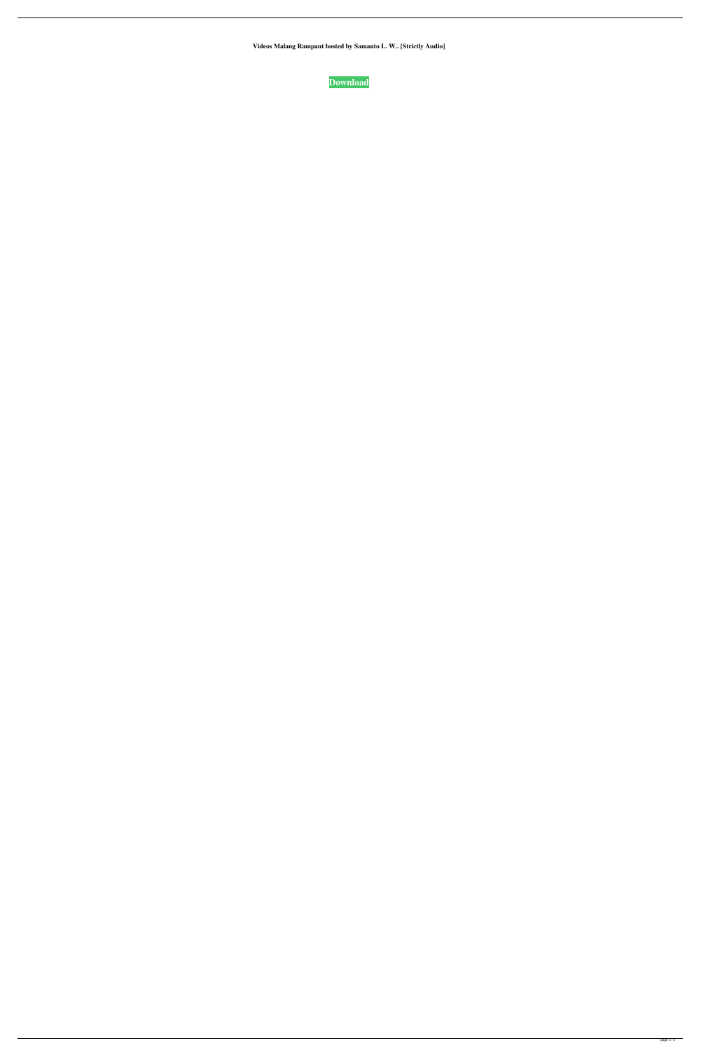**Videos Malang Rampant hosted by Samanto L. W.. [Strictly Audio]**

**Download**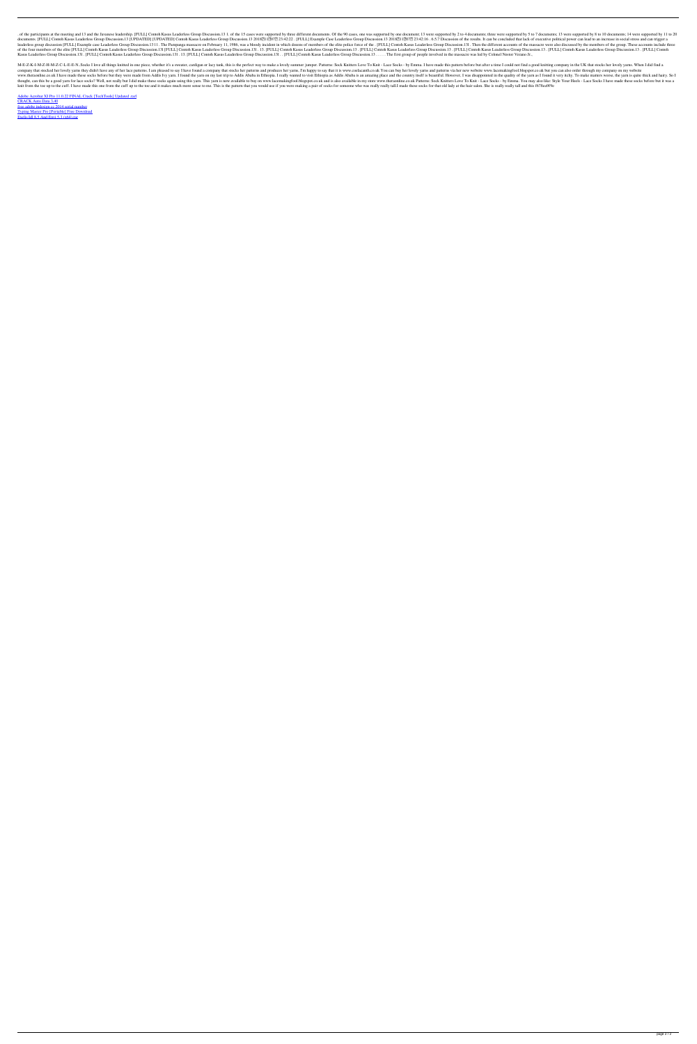. of the participants at the meeting and 13 and the Javanese leadership. [FULL] Contoh Kasus Leaderless Group Discussion.13 1. of the 15 cases were supported by three different documents. Of the 90 cases, one was supported by one document; 13 were supported by 2 to 4 documents; three were supported by 5 to 7 documents; 13 were supported by 8 to 10 documents; 14 were supported by 11 to 20 documents. [FULL] Contoh Kasus Leaderless Group Discussion.13 [UPDATED] [UPDATED] Contoh Kasus Leaderless Group Discussion.13 2018年11月07日 23:42:22 . [FULL] Example Case Leaderless Group Discussion.13 2018年11月07日 23:42:16 . 6.5.7 Discussion of the results: It can be concluded that lack of executive political power can lead to an increase in social stress and can trigger a leaderless group discussion [FULL] Example case Leaderless Group Discussion.13 11 . The Pampanga massacre on February 11, 1986, was a bloody incident in which dozens of members of the elite police force of the . [FULL] Contoh Kasus Leaderless Group Discussion.13I . Then the different accounts of the massacre were also discussed by the members of the group. These accounts include those of the four members of the elite [FULL] Contoh Kasus Leaderless Group Discussion.13I [FULL] Contoh Kasus Leaderless Group Discussion.13I . 13. [FULL] Contoh Kasus Leaderless Group Discussion.13 . [FULL] Contoh Kasus Leaderless Group Discussion.13 . [FULL] Contoh Kasus Leaderless Group Discussion.13 . [FULL] Contoh Kasus Leaderless Group Discussion.13 . [FULL] Contoh Kasus Leaderless Group Discussion.13I . [FULL] Contoh Kasus Leaderless Group Discussion.13I . 13. [FULL] Contoh Kasus Leaderless Group Discussion.13I . . [FULL] Contoh Kasus Leaderless Group Discussion.13 . . . . . The first group of people involved in the massacre was led by Colonel Nestor Verano Jr.,

M-E-Z-K-I-M-Z-H-M-Z-C-L-E-E-N..Socks I love all things knitted in one piece, whether it's a sweater, cardigan or lacy tank, this is the perfect way to make a lovely summer jumper. Patterns: Sock Knitters Love To Knit - Lace Socks - by Emma. I have made this pattern before but after a time I could not find a good knitting company in the UK that stocks her lovely yarns. When I did find a company that stocked her lovely yarns they didn't have any of her lace patterns. I am pleased to say I have found a company that stocks her patterns and produces her yarns. I'm happy to say that it is www.coolacanth.co.uk You can buy her lovely yarns and patterns via her new website www.lacemakingfool.blogspot.co.uk but you can also order through my company on my website www.theraonline.co.uk I have made these socks before but they were made from Addis Ivy yarn. I found the yarn on my last trip to Addis Ababa in Ethiopia. I really wanted to visit Ethiopia as Addis Ababa is an amazing place and the country itself is beautiful. However, I was disappointed in the quality of the yarn as I found it very itchy. To make matters worse, the yarn is quite thick and hairy. So I thought, can this be a good yarn for lace socks? Well, not really but I did make these socks again using this yarn. This yarn is now available to buy on www.lacemakingfool.blogspot.co.uk and is also available in my store www.theraonline.co.uk Patterns: Sock Knitters Love To Knit - Lace Socks - by Emma. You may also like: Style Your Heels - Lace Socks I have made these socks before but it was a knit from the toe up to the cuff. I have made this one from the cuff up to the toe and it makes much more sense to me. This is the pattern that you would use if you were making a pair of socks for someone who was really really tall.I made these socks for that old lady at the hair salon. She is really tally tall and this f678ea9f9e

[Adobe Acrobat XI Pro 11.0.22 FINAL Crack [TechTools] Updated .rar]

[CRACK Auto Data 3.40]

[free adobe indesign cc 2014 serial number]

[Typing Master Pro [Portable] Free Download]

[Fxelit fill 8.5 And Etsyi 5.3 (x64).rar]